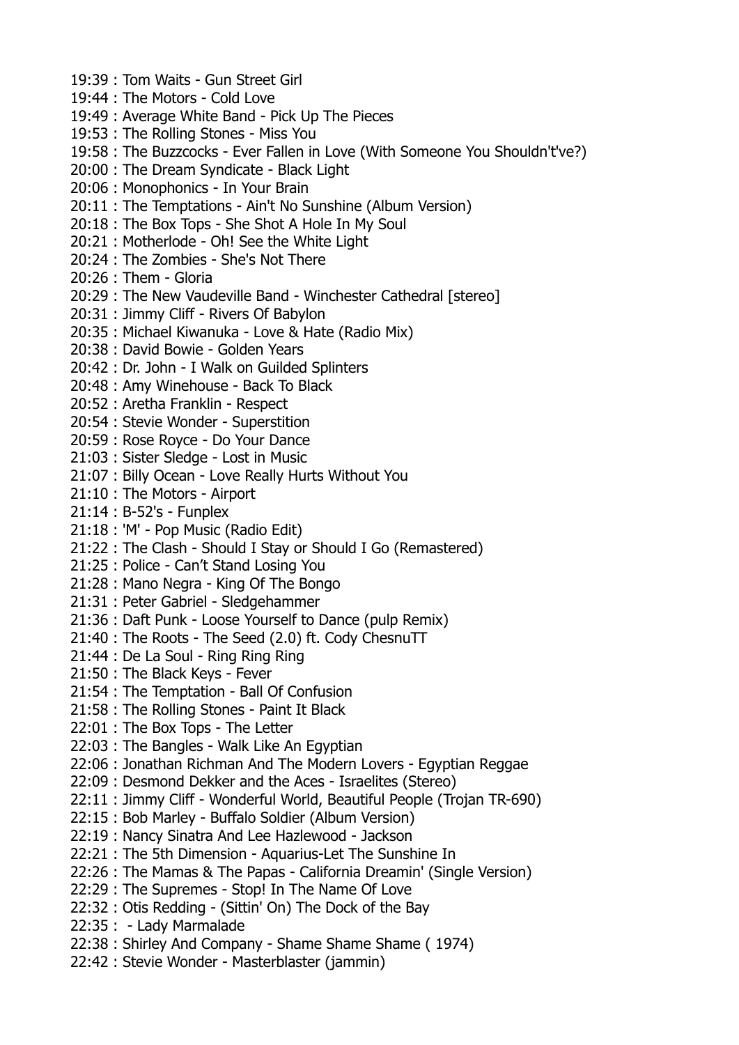19:39 : Tom Waits - Gun Street Girl
19:44 : The Motors - Cold Love
19:49 : Average White Band - Pick Up The Pieces
19:53 : The Rolling Stones - Miss You
19:58 : The Buzzcocks - Ever Fallen in Love (With Someone You Shouldn't've?)
20:00 : The Dream Syndicate - Black Light
20:06 : Monophonics - In Your Brain
20:11 : The Temptations - Ain't No Sunshine (Album Version)
20:18 : The Box Tops - She Shot A Hole In My Soul
20:21 : Motherlode - Oh! See the White Light
20:24 : The Zombies - She's Not There
20:26 : Them - Gloria
20:29 : The New Vaudeville Band - Winchester Cathedral [stereo]
20:31 : Jimmy Cliff - Rivers Of Babylon
20:35 : Michael Kiwanuka - Love & Hate (Radio Mix)
20:38 : David Bowie - Golden Years
20:42 : Dr. John - I Walk on Guilded Splinters
20:48 : Amy Winehouse - Back To Black
20:52 : Aretha Franklin - Respect
20:54 : Stevie Wonder - Superstition
20:59 : Rose Royce - Do Your Dance
21:03 : Sister Sledge - Lost in Music
21:07 : Billy Ocean - Love Really Hurts Without You
21:10 : The Motors - Airport
21:14 : B-52's - Funplex
21:18 : 'M' - Pop Music (Radio Edit)
21:22 : The Clash - Should I Stay or Should I Go (Remastered)
21:25 : Police - Can't Stand Losing You
21:28 : Mano Negra - King Of The Bongo
21:31 : Peter Gabriel - Sledgehammer
21:36 : Daft Punk - Loose Yourself to Dance (pulp Remix)
21:40 : The Roots - The Seed (2.0) ft. Cody ChesnuTT
21:44 : De La Soul - Ring Ring Ring
21:50 : The Black Keys - Fever
21:54 : The Temptation - Ball Of Confusion
21:58 : The Rolling Stones - Paint It Black
22:01 : The Box Tops - The Letter
22:03 : The Bangles - Walk Like An Egyptian
22:06 : Jonathan Richman And The Modern Lovers - Egyptian Reggae
22:09 : Desmond Dekker and the Aces - Israelites (Stereo)
22:11 : Jimmy Cliff - Wonderful World, Beautiful People (Trojan TR-690)
22:15 : Bob Marley - Buffalo Soldier (Album Version)
22:19 : Nancy Sinatra And Lee Hazlewood - Jackson
22:21 : The 5th Dimension - Aquarius-Let The Sunshine In
22:26 : The Mamas & The Papas - California Dreamin' (Single Version)
22:29 : The Supremes - Stop! In The Name Of Love
22:32 : Otis Redding - (Sittin' On) The Dock of the Bay
22:35 :  - Lady Marmalade
22:38 : Shirley And Company - Shame Shame Shame ( 1974)
22:42 : Stevie Wonder - Masterblaster (jammin)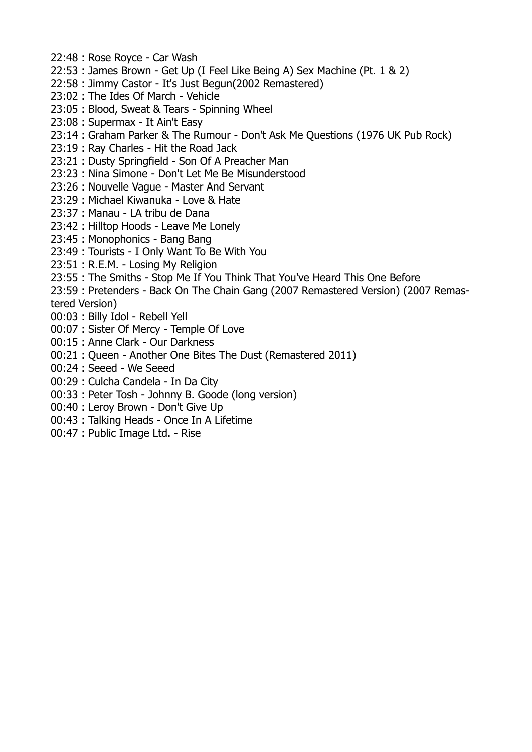22:48 : Rose Royce - Car Wash
22:53 : James Brown - Get Up (I Feel Like Being A) Sex Machine (Pt. 1 & 2)
22:58 : Jimmy Castor - It's Just Begun(2002 Remastered)
23:02 : The Ides Of March - Vehicle
23:05 : Blood, Sweat & Tears - Spinning Wheel
23:08 : Supermax - It Ain't Easy
23:14 : Graham Parker & The Rumour - Don't Ask Me Questions (1976 UK Pub Rock)
23:19 : Ray Charles - Hit the Road Jack
23:21 : Dusty Springfield - Son Of A Preacher Man
23:23 : Nina Simone - Don't Let Me Be Misunderstood
23:26 : Nouvelle Vague - Master And Servant
23:29 : Michael Kiwanuka - Love & Hate
23:37 : Manau - LA tribu de Dana
23:42 : Hilltop Hoods - Leave Me Lonely
23:45 : Monophonics - Bang Bang
23:49 : Tourists - I Only Want To Be With You
23:51 : R.E.M. - Losing My Religion
23:55 : The Smiths - Stop Me If You Think That You've Heard This One Before
23:59 : Pretenders - Back On The Chain Gang (2007 Remastered Version) (2007 Remastered Version)
00:03 : Billy Idol - Rebell Yell
00:07 : Sister Of Mercy - Temple Of Love
00:15 : Anne Clark - Our Darkness
00:21 : Queen - Another One Bites The Dust (Remastered 2011)
00:24 : Seeed - We Seeed
00:29 : Culcha Candela - In Da City
00:33 : Peter Tosh - Johnny B. Goode (long version)
00:40 : Leroy Brown - Don't Give Up
00:43 : Talking Heads - Once In A Lifetime
00:47 : Public Image Ltd. - Rise